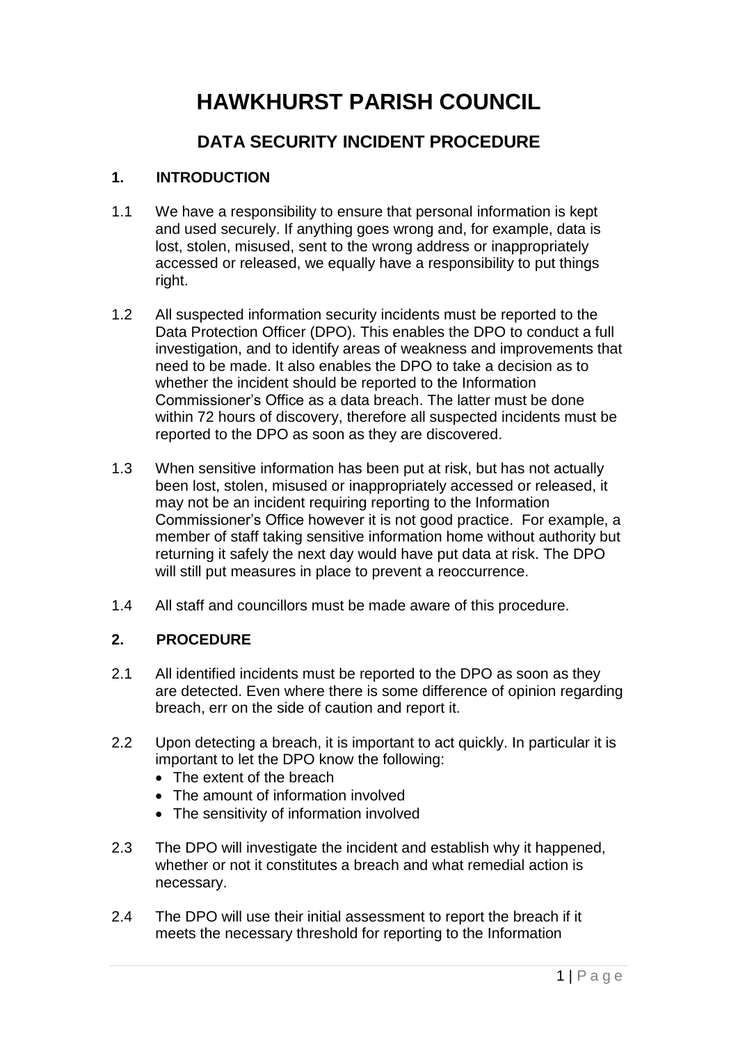# HAWKHURST PARISH COUNCIL

## DATA SECURITY INCIDENT PROCEDURE

### 1. INTRODUCTION

1.1 We have a responsibility to ensure that personal information is kept and used securely. If anything goes wrong and, for example, data is lost, stolen, misused, sent to the wrong address or inappropriately accessed or released, we equally have a responsibility to put things right.

1.2 All suspected information security incidents must be reported to the Data Protection Officer (DPO). This enables the DPO to conduct a full investigation, and to identify areas of weakness and improvements that need to be made. It also enables the DPO to take a decision as to whether the incident should be reported to the Information Commissioner's Office as a data breach. The latter must be done within 72 hours of discovery, therefore all suspected incidents must be reported to the DPO as soon as they are discovered.

1.3 When sensitive information has been put at risk, but has not actually been lost, stolen, misused or inappropriately accessed or released, it may not be an incident requiring reporting to the Information Commissioner's Office however it is not good practice. For example, a member of staff taking sensitive information home without authority but returning it safely the next day would have put data at risk. The DPO will still put measures in place to prevent a reoccurrence.

1.4 All staff and councillors must be made aware of this procedure.

### 2. PROCEDURE

2.1 All identified incidents must be reported to the DPO as soon as they are detected. Even where there is some difference of opinion regarding breach, err on the side of caution and report it.

2.2 Upon detecting a breach, it is important to act quickly. In particular it is important to let the DPO know the following:

- The extent of the breach
- The amount of information involved
- The sensitivity of information involved

2.3 The DPO will investigate the incident and establish why it happened, whether or not it constitutes a breach and what remedial action is necessary.

2.4 The DPO will use their initial assessment to report the breach if it meets the necessary threshold for reporting to the Information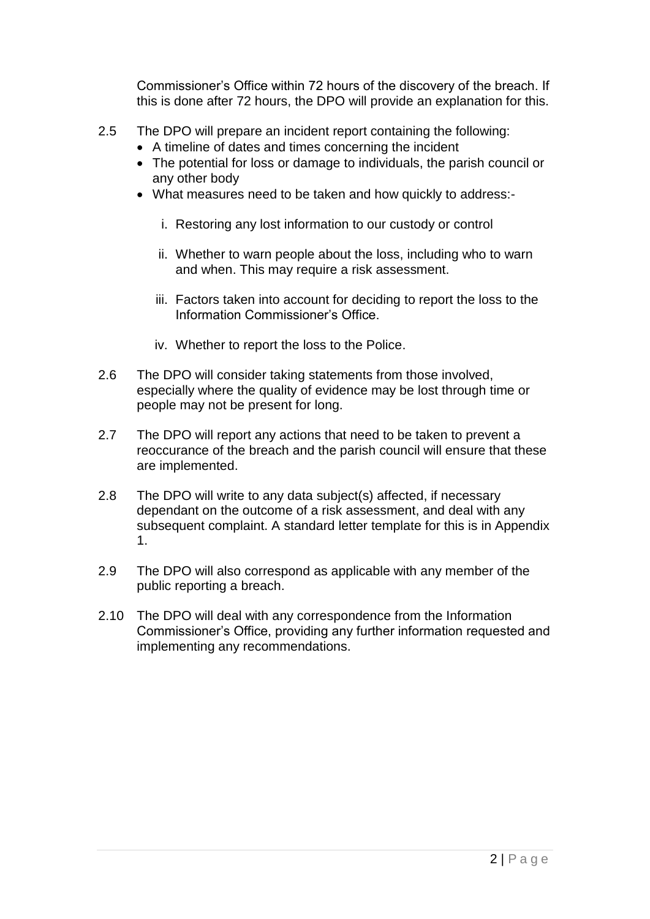Commissioner's Office within 72 hours of the discovery of the breach. If this is done after 72 hours, the DPO will provide an explanation for this.

2.5 The DPO will prepare an incident report containing the following:

- A timeline of dates and times concerning the incident
- The potential for loss or damage to individuals, the parish council or any other body
- What measures need to be taken and how quickly to address:-

    i. Restoring any lost information to our custody or control

    ii. Whether to warn people about the loss, including who to warn and when. This may require a risk assessment.

    iii. Factors taken into account for deciding to report the loss to the Information Commissioner's Office.

    iv. Whether to report the loss to the Police.

2.6 The DPO will consider taking statements from those involved, especially where the quality of evidence may be lost through time or people may not be present for long.

2.7 The DPO will report any actions that need to be taken to prevent a reoccurance of the breach and the parish council will ensure that these are implemented.

2.8 The DPO will write to any data subject(s) affected, if necessary dependant on the outcome of a risk assessment, and deal with any subsequent complaint. A standard letter template for this is in Appendix 1.

2.9 The DPO will also correspond as applicable with any member of the public reporting a breach.

2.10 The DPO will deal with any correspondence from the Information Commissioner's Office, providing any further information requested and implementing any recommendations.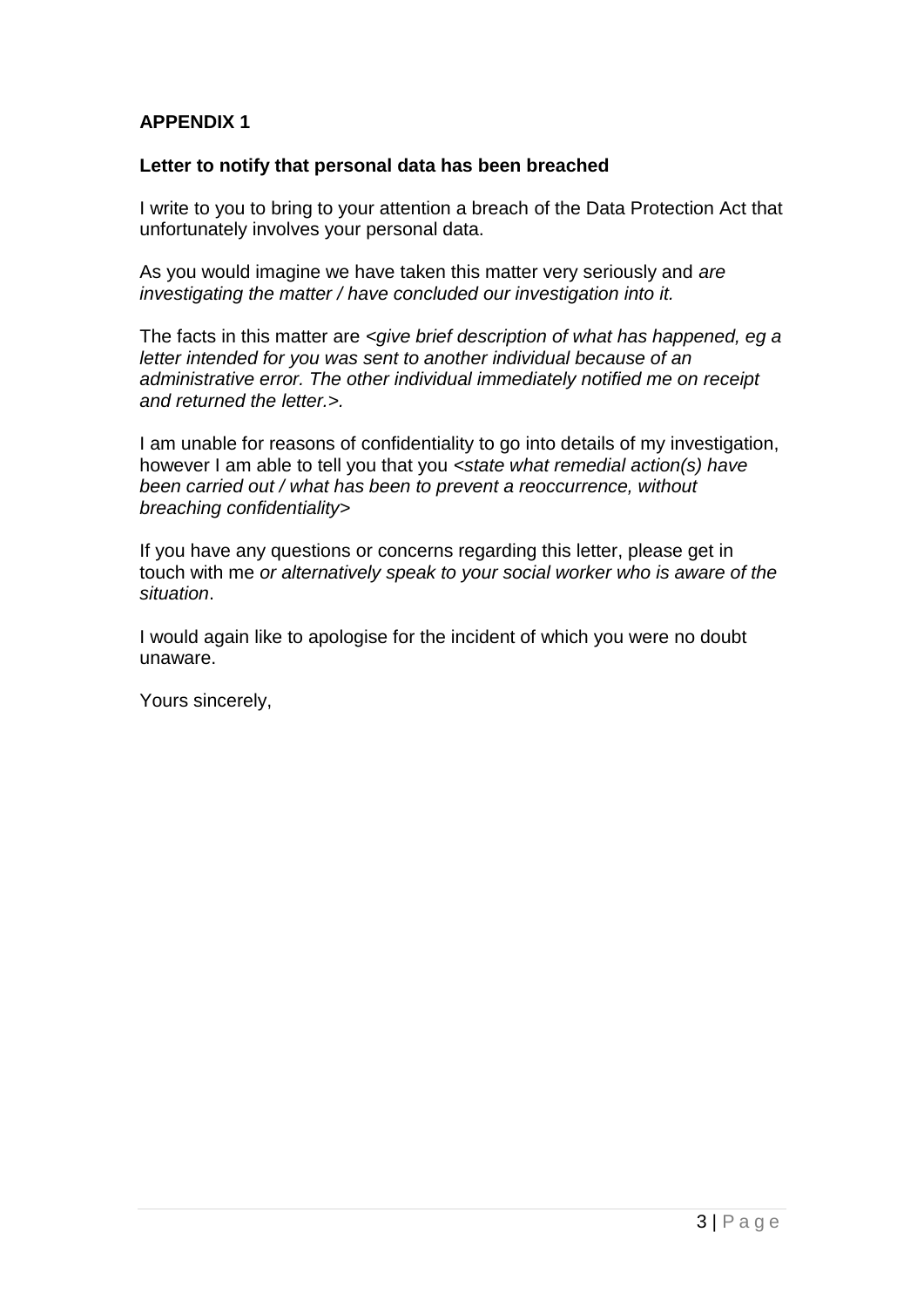**APPENDIX 1**

**Letter to notify that personal data has been breached**

I write to you to bring to your attention a breach of the Data Protection Act that unfortunately involves your personal data.

As you would imagine we have taken this matter very seriously and *are investigating the matter / have concluded our investigation into it.*

The facts in this matter are *<give brief description of what has happened, eg a letter intended for you was sent to another individual because of an administrative error. The other individual immediately notified me on receipt and returned the letter.>.*

I am unable for reasons of confidentiality to go into details of my investigation, however I am able to tell you that you *<state what remedial action(s) have been carried out / what has been to prevent a reoccurrence, without breaching confidentiality>*

If you have any questions or concerns regarding this letter, please get in touch with me *or alternatively speak to your social worker who is aware of the situation*.

I would again like to apologise for the incident of which you were no doubt unaware.

Yours sincerely,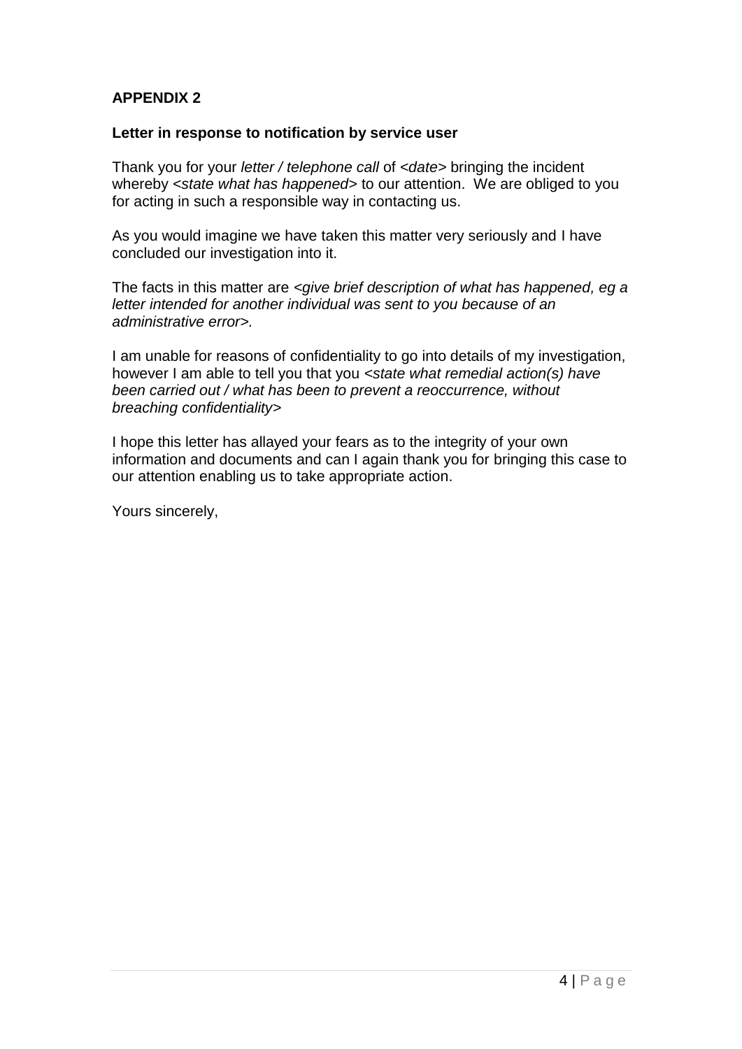**APPENDIX 2**

**Letter in response to notification by service user**

Thank you for your *letter / telephone call* of *<date>* bringing the incident whereby *<state what has happened>* to our attention. We are obliged to you for acting in such a responsible way in contacting us.

As you would imagine we have taken this matter very seriously and I have concluded our investigation into it.

The facts in this matter are *<give brief description of what has happened, eg a letter intended for another individual was sent to you because of an administrative error>.*

I am unable for reasons of confidentiality to go into details of my investigation, however I am able to tell you that you *<state what remedial action(s) have been carried out / what has been to prevent a reoccurrence, without breaching confidentiality>*

I hope this letter has allayed your fears as to the integrity of your own information and documents and can I again thank you for bringing this case to our attention enabling us to take appropriate action.

Yours sincerely,